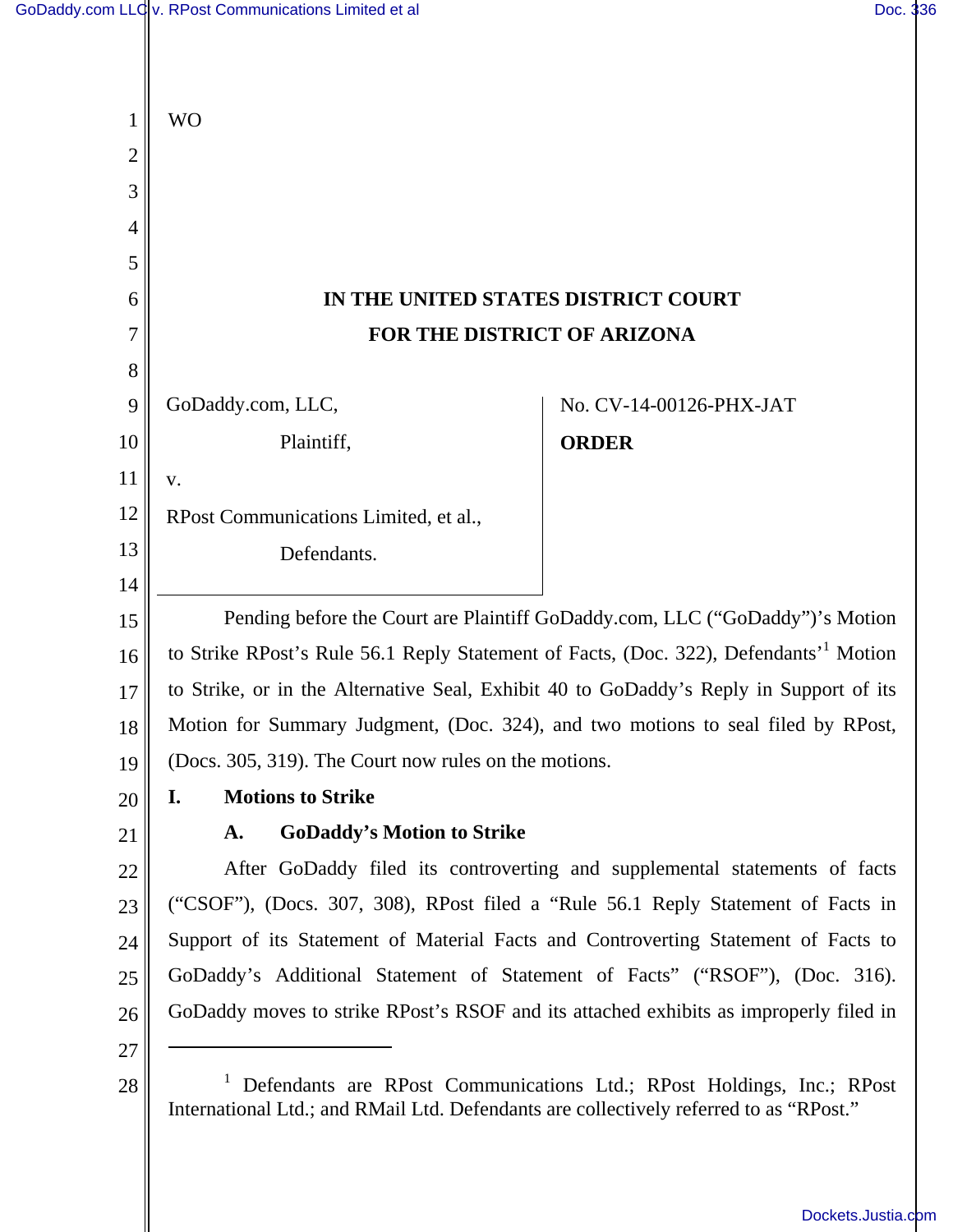WO

**IN THE UNITED STATES DISTRICT COURT**

**FOR THE DISTRICT OF ARIZONA**

| | |
|---|---|
| GoDaddy.com, LLC,<br><br>Plaintiff,<br><br>v.<br><br>RPost Communications Limited, et al.,<br><br>Defendants. | No. CV-14-00126-PHX-JAT<br><br>**ORDER** |

Pending before the Court are Plaintiff GoDaddy.com, LLC ("GoDaddy")'s Motion to Strike RPost's Rule 56.1 Reply Statement of Facts, (Doc. 322), Defendants'[1] Motion to Strike, or in the Alternative Seal, Exhibit 40 to GoDaddy's Reply in Support of its Motion for Summary Judgment, (Doc. 324), and two motions to seal filed by RPost, (Docs. 305, 319). The Court now rules on the motions.

## I. Motions to Strike

### A. GoDaddy's Motion to Strike

After GoDaddy filed its controverting and supplemental statements of facts ("CSOF"), (Docs. 307, 308), RPost filed a "Rule 56.1 Reply Statement of Facts in Support of its Statement of Material Facts and Controverting Statement of Facts to GoDaddy's Additional Statement of Statement of Facts" ("RSOF"), (Doc. 316). GoDaddy moves to strike RPost's RSOF and its attached exhibits as improperly filed in

---

[1] Defendants are RPost Communications Ltd.; RPost Holdings, Inc.; RPost International Ltd.; and RMail Ltd. Defendants are collectively referred to as "RPost."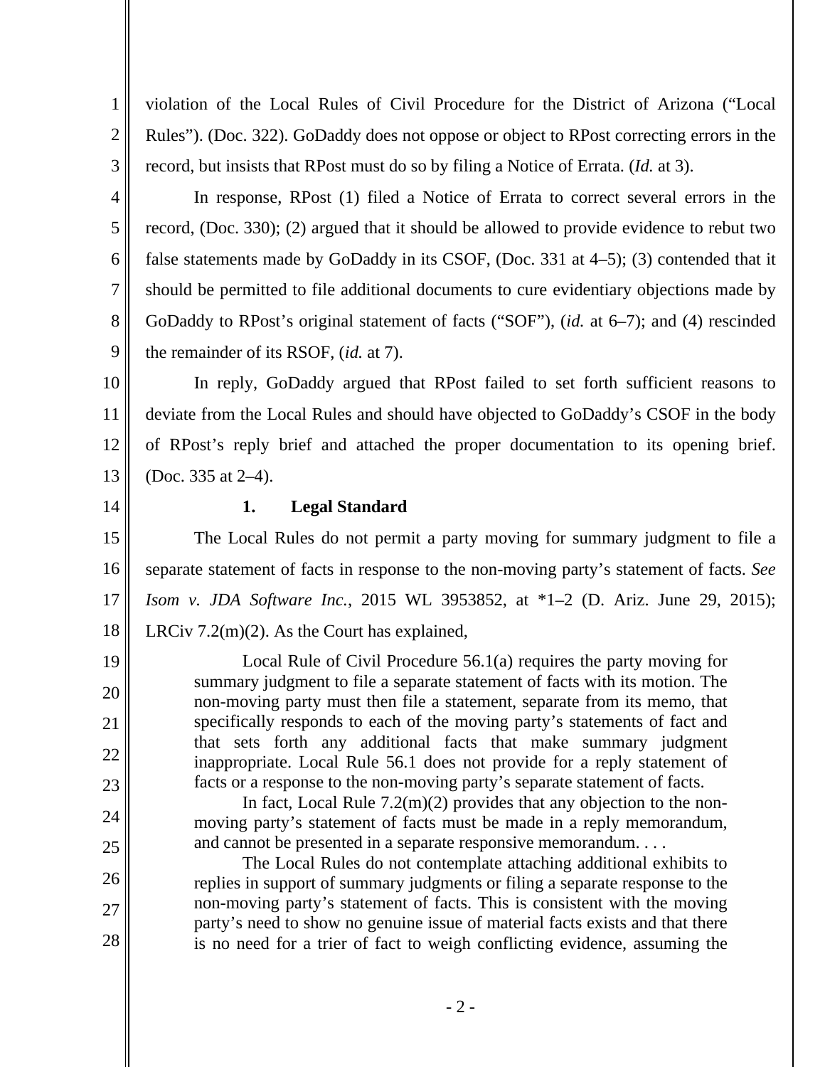violation of the Local Rules of Civil Procedure for the District of Arizona ("Local Rules"). (Doc. 322). GoDaddy does not oppose or object to RPost correcting errors in the record, but insists that RPost must do so by filing a Notice of Errata. (*Id.* at 3).

In response, RPost (1) filed a Notice of Errata to correct several errors in the record, (Doc. 330); (2) argued that it should be allowed to provide evidence to rebut two false statements made by GoDaddy in its CSOF, (Doc. 331 at 4–5); (3) contended that it should be permitted to file additional documents to cure evidentiary objections made by GoDaddy to RPost's original statement of facts ("SOF"), (*id.* at 6–7); and (4) rescinded the remainder of its RSOF, (*id.* at 7).

In reply, GoDaddy argued that RPost failed to set forth sufficient reasons to deviate from the Local Rules and should have objected to GoDaddy's CSOF in the body of RPost's reply brief and attached the proper documentation to its opening brief. (Doc. 335 at 2–4).

### 1. Legal Standard

The Local Rules do not permit a party moving for summary judgment to file a separate statement of facts in response to the non-moving party's statement of facts. *See Isom v. JDA Software Inc.*, 2015 WL 3953852, at *1–2 (D. Ariz. June 29, 2015); LRCiv 7.2(m)(2). As the Court has explained,

> Local Rule of Civil Procedure 56.1(a) requires the party moving for summary judgment to file a separate statement of facts with its motion. The non-moving party must then file a statement, separate from its memo, that specifically responds to each of the moving party's statements of fact and that sets forth any additional facts that make summary judgment inappropriate. Local Rule 56.1 does not provide for a reply statement of facts or a response to the non-moving party's separate statement of facts.
>
> In fact, Local Rule 7.2(m)(2) provides that any objection to the non-moving party's statement of facts must be made in a reply memorandum, and cannot be presented in a separate responsive memorandum. . . .
>
> The Local Rules do not contemplate attaching additional exhibits to replies in support of summary judgments or filing a separate response to the non-moving party's statement of facts. This is consistent with the moving party's need to show no genuine issue of material facts exists and that there is no need for a trier of fact to weigh conflicting evidence, assuming the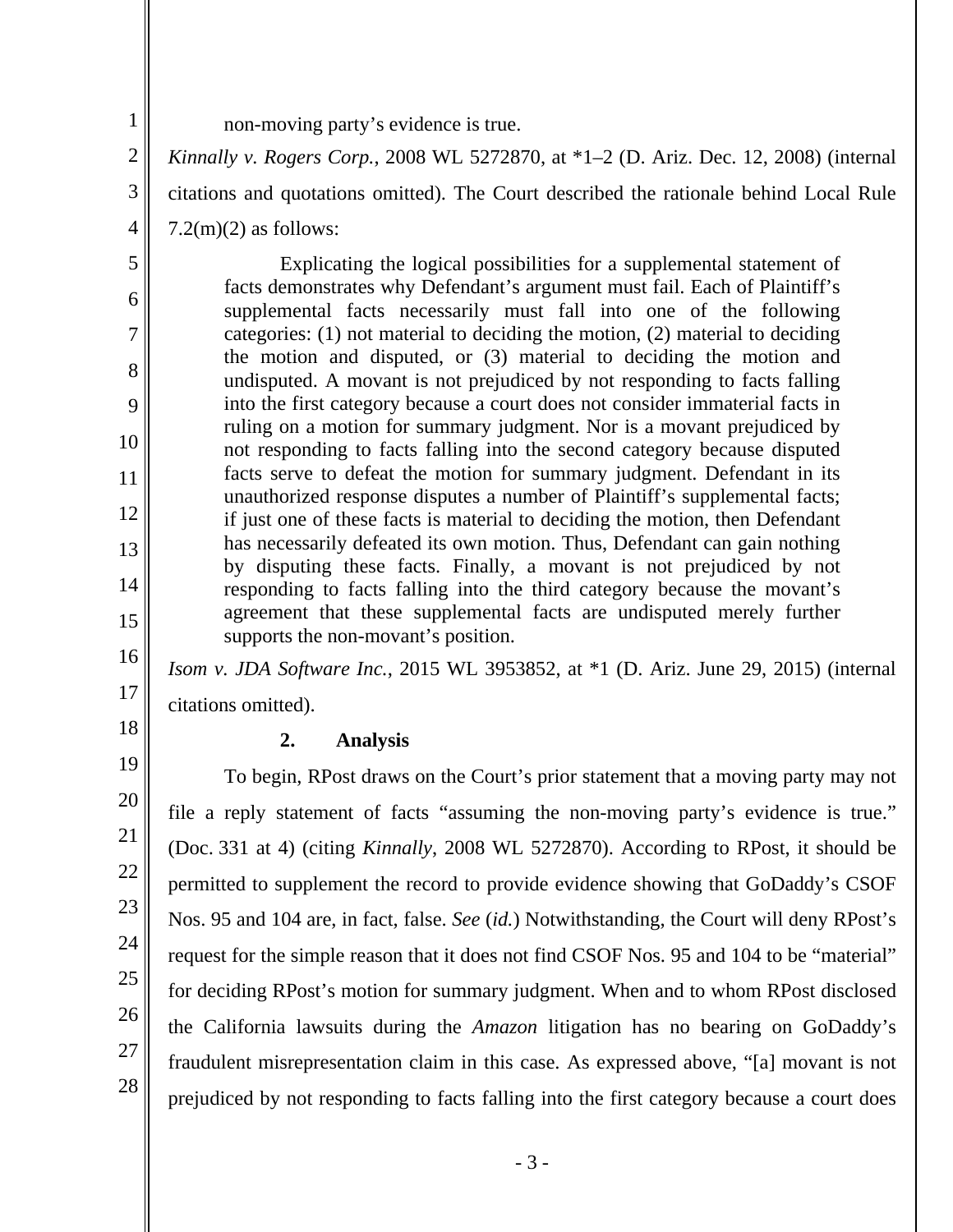non-moving party's evidence is true.

*Kinnally v. Rogers Corp.*, 2008 WL 5272870, at *1–2 (D. Ariz. Dec. 12, 2008) (internal citations and quotations omitted). The Court described the rationale behind Local Rule 7.2(m)(2) as follows:

> Explicating the logical possibilities for a supplemental statement of facts demonstrates why Defendant's argument must fail. Each of Plaintiff's supplemental facts necessarily must fall into one of the following categories: (1) not material to deciding the motion, (2) material to deciding the motion and disputed, or (3) material to deciding the motion and undisputed. A movant is not prejudiced by not responding to facts falling into the first category because a court does not consider immaterial facts in ruling on a motion for summary judgment. Nor is a movant prejudiced by not responding to facts falling into the second category because disputed facts serve to defeat the motion for summary judgment. Defendant in its unauthorized response disputes a number of Plaintiff's supplemental facts; if just one of these facts is material to deciding the motion, then Defendant has necessarily defeated its own motion. Thus, Defendant can gain nothing by disputing these facts. Finally, a movant is not prejudiced by not responding to facts falling into the third category because the movant's agreement that these supplemental facts are undisputed merely further supports the non-movant's position.

*Isom v. JDA Software Inc.*, 2015 WL 3953852, at *1 (D. Ariz. June 29, 2015) (internal citations omitted).

**2. Analysis**

To begin, RPost draws on the Court's prior statement that a moving party may not file a reply statement of facts "assuming the non-moving party's evidence is true." (Doc. 331 at 4) (citing *Kinnally*, 2008 WL 5272870). According to RPost, it should be permitted to supplement the record to provide evidence showing that GoDaddy's CSOF Nos. 95 and 104 are, in fact, false. *See* (*id.*) Notwithstanding, the Court will deny RPost's request for the simple reason that it does not find CSOF Nos. 95 and 104 to be "material" for deciding RPost's motion for summary judgment. When and to whom RPost disclosed the California lawsuits during the *Amazon* litigation has no bearing on GoDaddy's fraudulent misrepresentation claim in this case. As expressed above, "[a] movant is not prejudiced by not responding to facts falling into the first category because a court does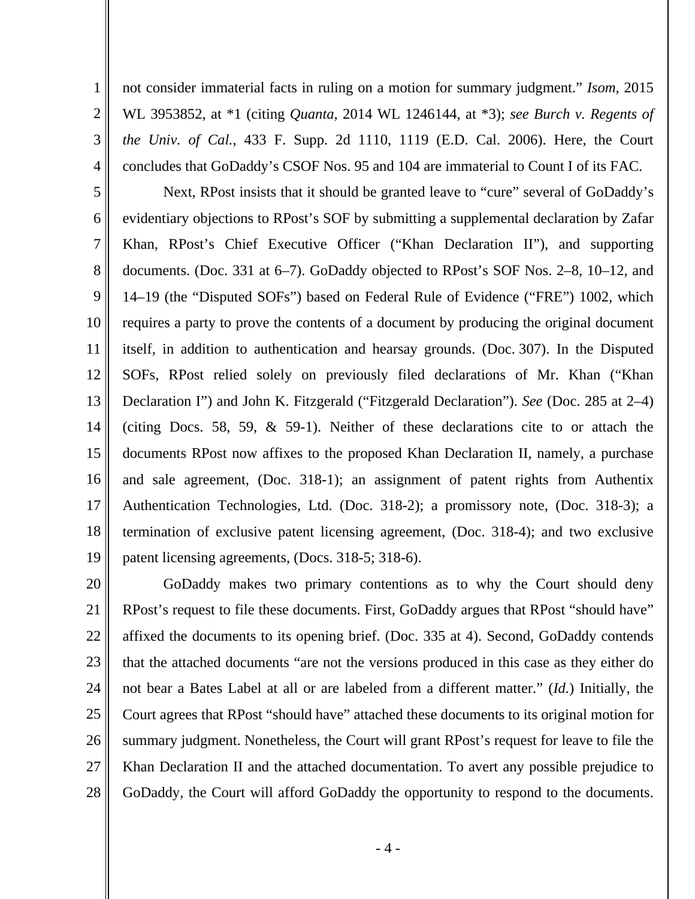not consider immaterial facts in ruling on a motion for summary judgment." *Isom*, 2015 WL 3953852, at *1 (citing *Quanta*, 2014 WL 1246144, at *3); *see Burch v. Regents of the Univ. of Cal.*, 433 F. Supp. 2d 1110, 1119 (E.D. Cal. 2006). Here, the Court concludes that GoDaddy's CSOF Nos. 95 and 104 are immaterial to Count I of its FAC.

Next, RPost insists that it should be granted leave to "cure" several of GoDaddy's evidentiary objections to RPost's SOF by submitting a supplemental declaration by Zafar Khan, RPost's Chief Executive Officer ("Khan Declaration II"), and supporting documents. (Doc. 331 at 6–7). GoDaddy objected to RPost's SOF Nos. 2–8, 10–12, and 14–19 (the "Disputed SOFs") based on Federal Rule of Evidence ("FRE") 1002, which requires a party to prove the contents of a document by producing the original document itself, in addition to authentication and hearsay grounds. (Doc. 307). In the Disputed SOFs, RPost relied solely on previously filed declarations of Mr. Khan ("Khan Declaration I") and John K. Fitzgerald ("Fitzgerald Declaration"). *See* (Doc. 285 at 2–4) (citing Docs. 58, 59, & 59-1). Neither of these declarations cite to or attach the documents RPost now affixes to the proposed Khan Declaration II, namely, a purchase and sale agreement, (Doc. 318-1); an assignment of patent rights from Authentix Authentication Technologies, Ltd. (Doc. 318-2); a promissory note, (Doc. 318-3); a termination of exclusive patent licensing agreement, (Doc. 318-4); and two exclusive patent licensing agreements, (Docs. 318-5; 318-6).

GoDaddy makes two primary contentions as to why the Court should deny RPost's request to file these documents. First, GoDaddy argues that RPost "should have" affixed the documents to its opening brief. (Doc. 335 at 4). Second, GoDaddy contends that the attached documents "are not the versions produced in this case as they either do not bear a Bates Label at all or are labeled from a different matter." (*Id.*) Initially, the Court agrees that RPost "should have" attached these documents to its original motion for summary judgment. Nonetheless, the Court will grant RPost's request for leave to file the Khan Declaration II and the attached documentation. To avert any possible prejudice to GoDaddy, the Court will afford GoDaddy the opportunity to respond to the documents.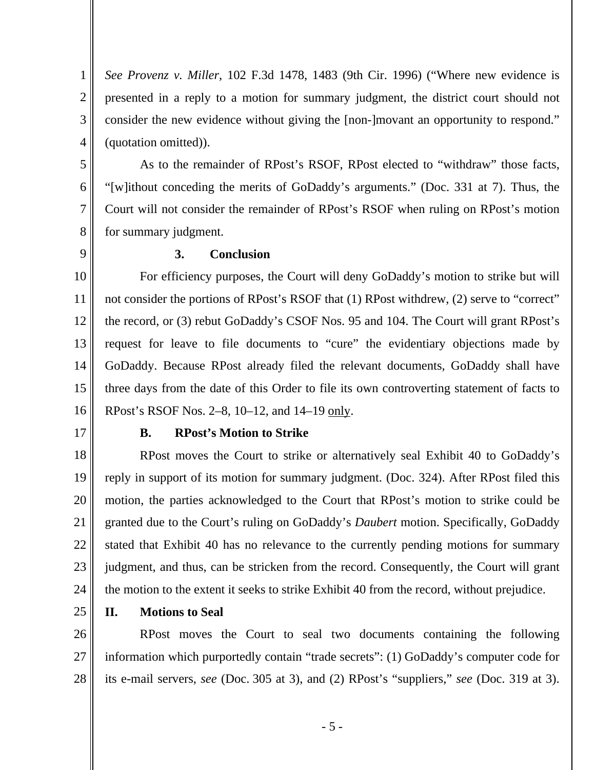*See Provenz v. Miller*, 102 F.3d 1478, 1483 (9th Cir. 1996) ("Where new evidence is presented in a reply to a motion for summary judgment, the district court should not consider the new evidence without giving the [non-]movant an opportunity to respond." (quotation omitted)).

As to the remainder of RPost's RSOF, RPost elected to "withdraw" those facts, "[w]ithout conceding the merits of GoDaddy's arguments." (Doc. 331 at 7). Thus, the Court will not consider the remainder of RPost's RSOF when ruling on RPost's motion for summary judgment.

### 3. Conclusion

For efficiency purposes, the Court will deny GoDaddy's motion to strike but will not consider the portions of RPost's RSOF that (1) RPost withdrew, (2) serve to "correct" the record, or (3) rebut GoDaddy's CSOF Nos. 95 and 104. The Court will grant RPost's request for leave to file documents to "cure" the evidentiary objections made by GoDaddy. Because RPost already filed the relevant documents, GoDaddy shall have three days from the date of this Order to file its own controverting statement of facts to RPost's RSOF Nos. 2–8, 10–12, and 14–19 <u>only</u>.

### B. RPost's Motion to Strike

RPost moves the Court to strike or alternatively seal Exhibit 40 to GoDaddy's reply in support of its motion for summary judgment. (Doc. 324). After RPost filed this motion, the parties acknowledged to the Court that RPost's motion to strike could be granted due to the Court's ruling on GoDaddy's *Daubert* motion. Specifically, GoDaddy stated that Exhibit 40 has no relevance to the currently pending motions for summary judgment, and thus, can be stricken from the record. Consequently, the Court will grant the motion to the extent it seeks to strike Exhibit 40 from the record, without prejudice.

## II. Motions to Seal

RPost moves the Court to seal two documents containing the following information which purportedly contain "trade secrets": (1) GoDaddy's computer code for its e-mail servers, *see* (Doc. 305 at 3), and (2) RPost's "suppliers," *see* (Doc. 319 at 3).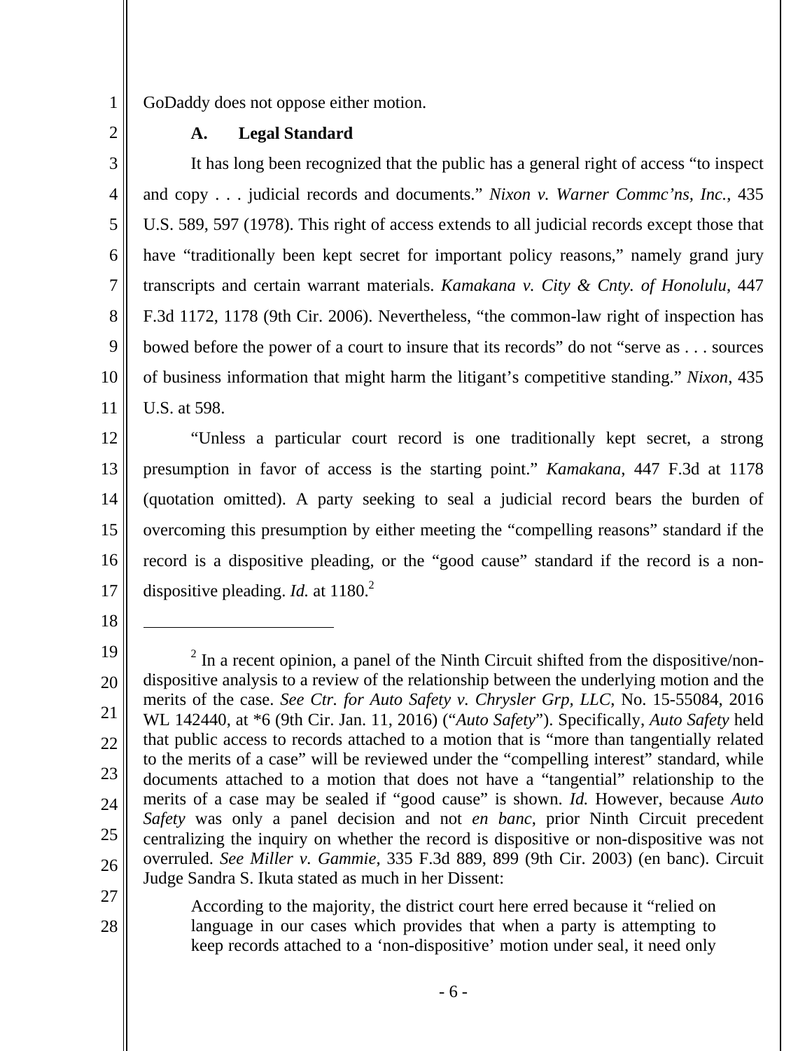GoDaddy does not oppose either motion.

### A. Legal Standard

It has long been recognized that the public has a general right of access "to inspect and copy . . . judicial records and documents." *Nixon v. Warner Commc'ns, Inc.*, 435 U.S. 589, 597 (1978). This right of access extends to all judicial records except those that have "traditionally been kept secret for important policy reasons," namely grand jury transcripts and certain warrant materials. *Kamakana v. City & Cnty. of Honolulu*, 447 F.3d 1172, 1178 (9th Cir. 2006). Nevertheless, "the common-law right of inspection has bowed before the power of a court to insure that its records" do not "serve as . . . sources of business information that might harm the litigant's competitive standing." *Nixon*, 435 U.S. at 598.

"Unless a particular court record is one traditionally kept secret, a strong presumption in favor of access is the starting point." *Kamakana*, 447 F.3d at 1178 (quotation omitted). A party seeking to seal a judicial record bears the burden of overcoming this presumption by either meeting the "compelling reasons" standard if the record is a dispositive pleading, or the "good cause" standard if the record is a non-dispositive pleading. *Id.* at 1180.[2]

---

[2] In a recent opinion, a panel of the Ninth Circuit shifted from the dispositive/non-dispositive analysis to a review of the relationship between the underlying motion and the merits of the case. *See Ctr. for Auto Safety v. Chrysler Grp, LLC*, No. 15-55084, 2016 WL 142440, at *6 (9th Cir. Jan. 11, 2016) ("*Auto Safety*"). Specifically, *Auto Safety* held that public access to records attached to a motion that is "more than tangentially related to the merits of a case" will be reviewed under the "compelling interest" standard, while documents attached to a motion that does not have a "tangential" relationship to the merits of a case may be sealed if "good cause" is shown. *Id.* However, because *Auto Safety* was only a panel decision and not *en banc*, prior Ninth Circuit precedent centralizing the inquiry on whether the record is dispositive or non-dispositive was not overruled. *See Miller v. Gammie*, 335 F.3d 889, 899 (9th Cir. 2003) (en banc). Circuit Judge Sandra S. Ikuta stated as much in her Dissent:

> According to the majority, the district court here erred because it "relied on language in our cases which provides that when a party is attempting to keep records attached to a 'non-dispositive' motion under seal, it need only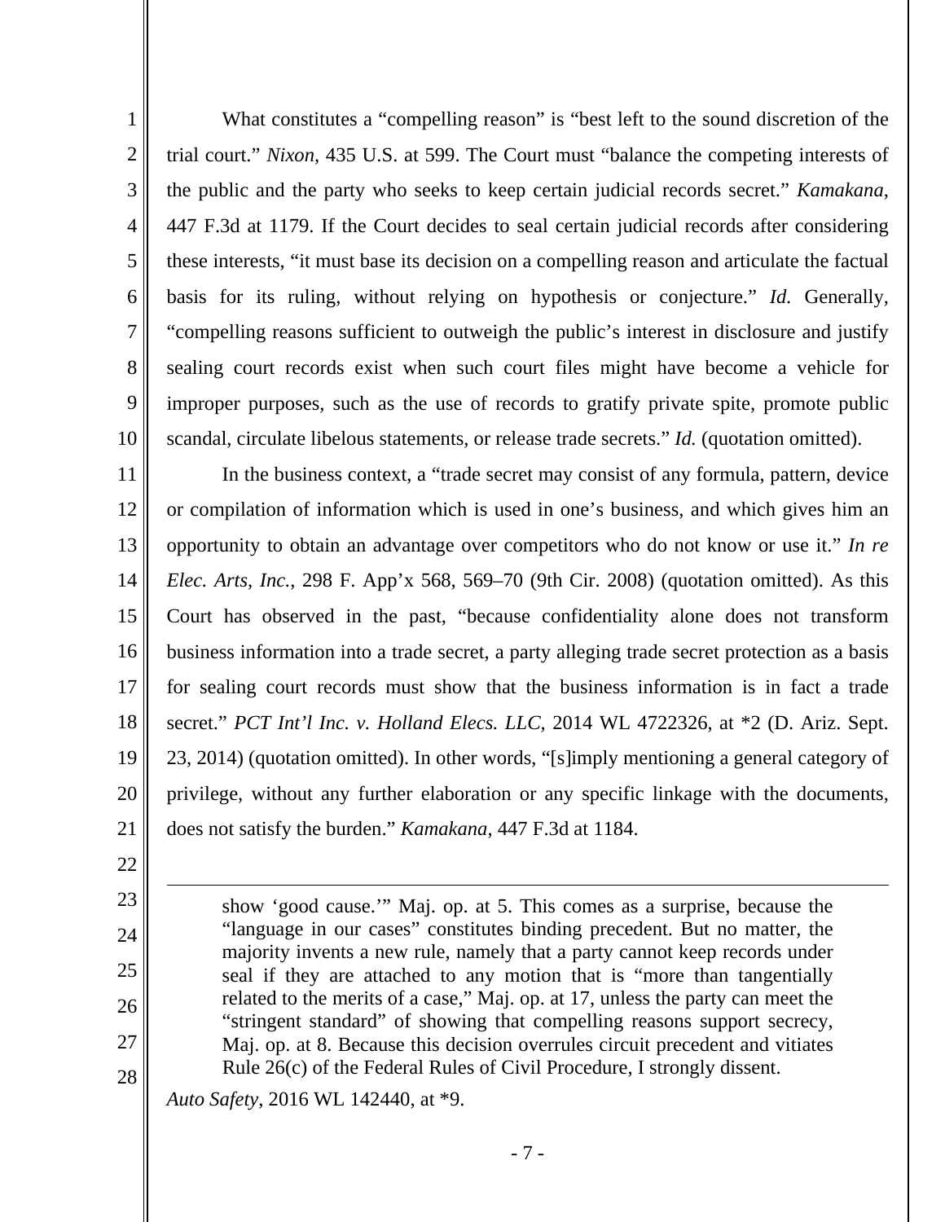What constitutes a "compelling reason" is "best left to the sound discretion of the trial court." *Nixon*, 435 U.S. at 599. The Court must "balance the competing interests of the public and the party who seeks to keep certain judicial records secret." *Kamakana*, 447 F.3d at 1179. If the Court decides to seal certain judicial records after considering these interests, "it must base its decision on a compelling reason and articulate the factual basis for its ruling, without relying on hypothesis or conjecture." *Id.* Generally, "compelling reasons sufficient to outweigh the public's interest in disclosure and justify sealing court records exist when such court files might have become a vehicle for improper purposes, such as the use of records to gratify private spite, promote public scandal, circulate libelous statements, or release trade secrets." *Id.* (quotation omitted).

In the business context, a "trade secret may consist of any formula, pattern, device or compilation of information which is used in one's business, and which gives him an opportunity to obtain an advantage over competitors who do not know or use it." *In re Elec. Arts, Inc.*, 298 F. App'x 568, 569–70 (9th Cir. 2008) (quotation omitted). As this Court has observed in the past, "because confidentiality alone does not transform business information into a trade secret, a party alleging trade secret protection as a basis for sealing court records must show that the business information is in fact a trade secret." *PCT Int'l Inc. v. Holland Elecs. LLC*, 2014 WL 4722326, at *2 (D. Ariz. Sept. 23, 2014) (quotation omitted). In other words, "[s]imply mentioning a general category of privilege, without any further elaboration or any specific linkage with the documents, does not satisfy the burden." *Kamakana*, 447 F.3d at 1184.

---

> show 'good cause.'" Maj. op. at 5. This comes as a surprise, because the "language in our cases" constitutes binding precedent. But no matter, the majority invents a new rule, namely that a party cannot keep records under seal if they are attached to any motion that is "more than tangentially related to the merits of a case," Maj. op. at 17, unless the party can meet the "stringent standard" of showing that compelling reasons support secrecy, Maj. op. at 8. Because this decision overrules circuit precedent and vitiates Rule 26(c) of the Federal Rules of Civil Procedure, I strongly dissent.

*Auto Safety*, 2016 WL 142440, at *9.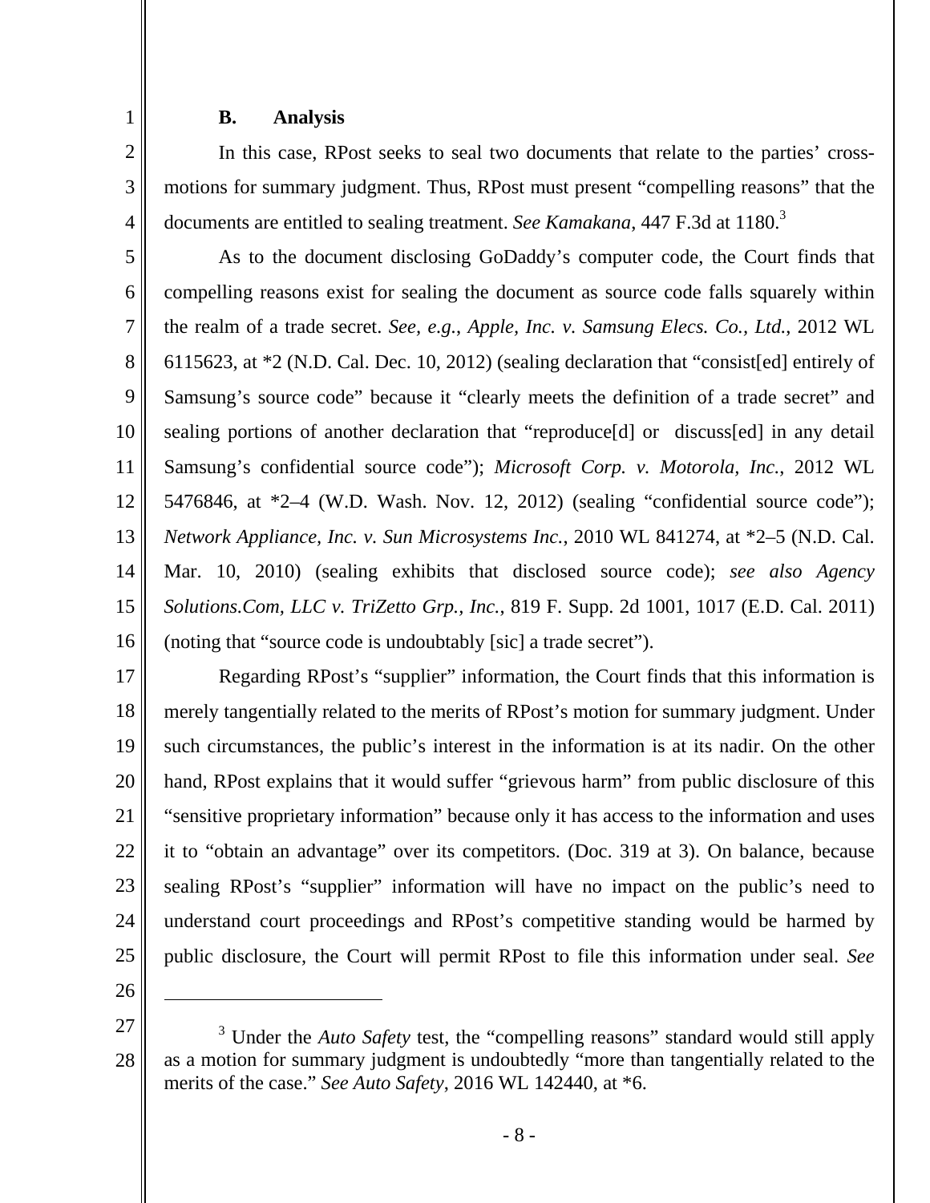### B. Analysis

In this case, RPost seeks to seal two documents that relate to the parties' cross-motions for summary judgment. Thus, RPost must present "compelling reasons" that the documents are entitled to sealing treatment. *See Kamakana*, 447 F.3d at 1180.[3]

As to the document disclosing GoDaddy's computer code, the Court finds that compelling reasons exist for sealing the document as source code falls squarely within the realm of a trade secret. *See, e.g.*, *Apple, Inc. v. Samsung Elecs. Co., Ltd.*, 2012 WL 6115623, at *2 (N.D. Cal. Dec. 10, 2012) (sealing declaration that "consist[ed] entirely of Samsung's source code" because it "clearly meets the definition of a trade secret" and sealing portions of another declaration that "reproduce[d] or discuss[ed] in any detail Samsung's confidential source code"); *Microsoft Corp. v. Motorola, Inc.*, 2012 WL 5476846, at *2–4 (W.D. Wash. Nov. 12, 2012) (sealing "confidential source code"); *Network Appliance, Inc. v. Sun Microsystems Inc.*, 2010 WL 841274, at *2–5 (N.D. Cal. Mar. 10, 2010) (sealing exhibits that disclosed source code); *see also Agency Solutions.Com, LLC v. TriZetto Grp., Inc.*, 819 F. Supp. 2d 1001, 1017 (E.D. Cal. 2011) (noting that "source code is undoubtably [sic] a trade secret").

Regarding RPost's "supplier" information, the Court finds that this information is merely tangentially related to the merits of RPost's motion for summary judgment. Under such circumstances, the public's interest in the information is at its nadir. On the other hand, RPost explains that it would suffer "grievous harm" from public disclosure of this "sensitive proprietary information" because only it has access to the information and uses it to "obtain an advantage" over its competitors. (Doc. 319 at 3). On balance, because sealing RPost's "supplier" information will have no impact on the public's need to understand court proceedings and RPost's competitive standing would be harmed by public disclosure, the Court will permit RPost to file this information under seal. *See*

---

[3] Under the *Auto Safety* test, the "compelling reasons" standard would still apply as a motion for summary judgment is undoubtedly "more than tangentially related to the merits of the case." *See Auto Safety*, 2016 WL 142440, at *6.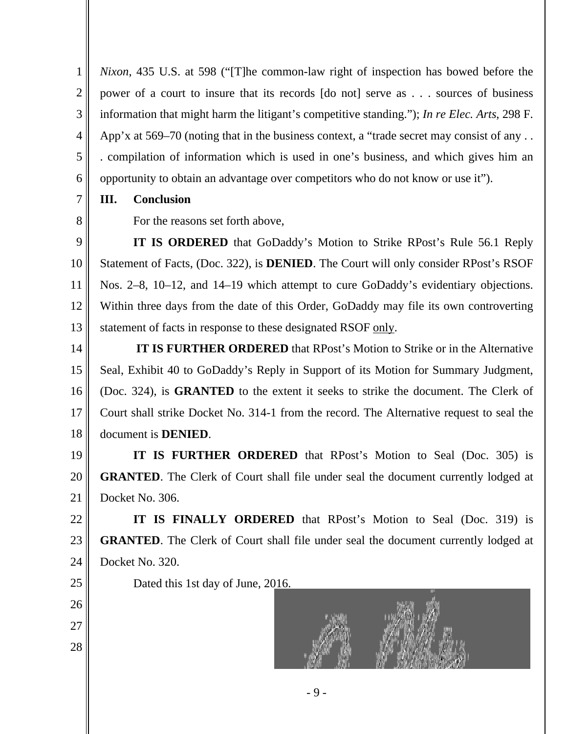*Nixon*, 435 U.S. at 598 ("[T]he common-law right of inspection has bowed before the power of a court to insure that its records [do not] serve as . . . sources of business information that might harm the litigant's competitive standing."); *In re Elec. Arts*, 298 F. App'x at 569–70 (noting that in the business context, a "trade secret may consist of any . . . compilation of information which is used in one's business, and which gives him an opportunity to obtain an advantage over competitors who do not know or use it").

## III. Conclusion

For the reasons set forth above,

**IT IS ORDERED** that GoDaddy's Motion to Strike RPost's Rule 56.1 Reply Statement of Facts, (Doc. 322), is **DENIED**. The Court will only consider RPost's RSOF Nos. 2–8, 10–12, and 14–19 which attempt to cure GoDaddy's evidentiary objections. Within three days from the date of this Order, GoDaddy may file its own controverting statement of facts in response to these designated RSOF only.

**IT IS FURTHER ORDERED** that RPost's Motion to Strike or in the Alternative Seal, Exhibit 40 to GoDaddy's Reply in Support of its Motion for Summary Judgment, (Doc. 324), is **GRANTED** to the extent it seeks to strike the document. The Clerk of Court shall strike Docket No. 314-1 from the record. The Alternative request to seal the document is **DENIED**.

**IT IS FURTHER ORDERED** that RPost's Motion to Seal (Doc. 305) is **GRANTED**. The Clerk of Court shall file under seal the document currently lodged at Docket No. 306.

**IT IS FINALLY ORDERED** that RPost's Motion to Seal (Doc. 319) is **GRANTED**. The Clerk of Court shall file under seal the document currently lodged at Docket No. 320.

Dated this 1st day of June, 2016.